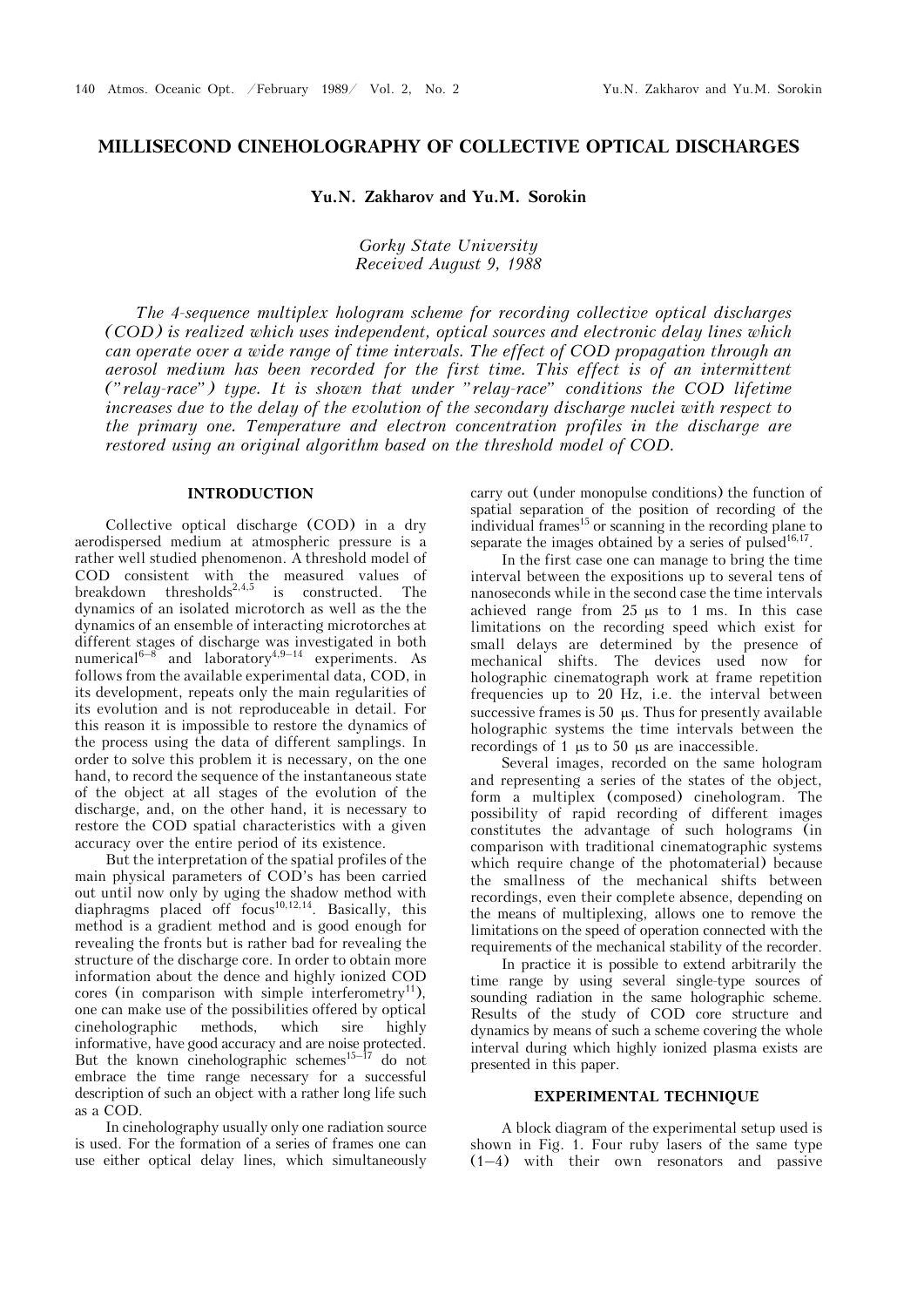# MILLISECOND CINEHOLOGRAPHY OF COLLECTIVE OPTICAL DISCHARGES

**Yu.N. Zakharov and Yu.M. Sorokin**

*Gorky State University*
*Received August 9, 1988*

*The 4-sequence multiplex hologram scheme for recording collective optical discharges (COD) is realized which uses independent, optical sources and electronic delay lines which can operate over a wide range of time intervals. The effect of COD propagation through an aerosol medium has been recorded for the first time. This effect is of an intermittent ("relay-race") type. It is shown that under "relay-race" conditions the COD lifetime increases due to the delay of the evolution of the secondary discharge nuclei with respect to the primary one. Temperature and electron concentration profiles in the discharge are restored using an original algorithm based on the threshold model of COD.*

## INTRODUCTION

Collective optical discharge (COD) in a dry aerodispersed medium at atmospheric pressure is a rather well studied phenomenon. A threshold model of COD consistent with the measured values of breakdown thresholds[2,4,5] is constructed. The dynamics of an isolated microtorch as well as the the dynamics of an ensemble of interacting microtorches at different stages of discharge was investigated in both numerical[6–8] and laboratory[4,9–14] experiments. As follows from the available experimental data, COD, in its development, repeats only the main regularities of its evolution and is not reproduceable in detail. For this reason it is impossible to restore the dynamics of the process using the data of different samplings. In order to solve this problem it is necessary, on the one hand, to record the sequence of the instantaneous state of the object at all stages of the evolution of the discharge, and, on the other hand, it is necessary to restore the COD spatial characteristics with a given accuracy over the entire period of its existence.

But the interpretation of the spatial profiles of the main physical parameters of COD's has been carried out until now only by uging the shadow method with diaphragms placed off focus[10,12,14]. Basically, this method is a gradient method and is good enough for revealing the fronts but is rather bad for revealing the structure of the discharge core. In order to obtain more information about the dence and highly ionized COD cores (in comparison with simple interferometry[11]), one can make use of the possibilities offered by optical cineholographic methods, which sire highly informative, have good accuracy and are noise protected. But the known cineholographic schemes[15–17] do not embrace the time range necessary for a successful description of such an object with a rather long life such as a COD.

In cineholography usually only one radiation source is used. For the formation of a series of frames one can use either optical delay lines, which simultaneously carry out (under monopulse conditions) the function of spatial separation of the position of recording of the individual frames[15] or scanning in the recording plane to separate the images obtained by a series of pulsed[16,17].

In the first case one can manage to bring the time interval between the expositions up to several tens of nanoseconds while in the second case the time intervals achieved range from 25 μs to 1 ms. In this case limitations on the recording speed which exist for small delays are determined by the presence of mechanical shifts. The devices used now for holographic cinematograph work at frame repetition frequencies up to 20 Hz, i.e. the interval between successive frames is 50 μs. Thus for presently available holographic systems the time intervals between the recordings of 1 μs to 50 μs are inaccessible.

Several images, recorded on the same hologram and representing a series of the states of the object, form a multiplex (composed) cinehologram. The possibility of rapid recording of different images constitutes the advantage of such holograms (in comparison with traditional cinematographic systems which require change of the photomaterial) because the smallness of the mechanical shifts between recordings, even their complete absence, depending on the means of multiplexing, allows one to remove the limitations on the speed of operation connected with the requirements of the mechanical stability of the recorder.

In practice it is possible to extend arbitrarily the time range by using several single-type sources of sounding radiation in the same holographic scheme. Results of the study of COD core structure and dynamics by means of such a scheme covering the whole interval during which highly ionized plasma exists are presented in this paper.

## EXPERIMENTAL TECHNIQUE

A block diagram of the experimental setup used is shown in Fig. 1. Four ruby lasers of the same type (1–4) with their own resonators and passive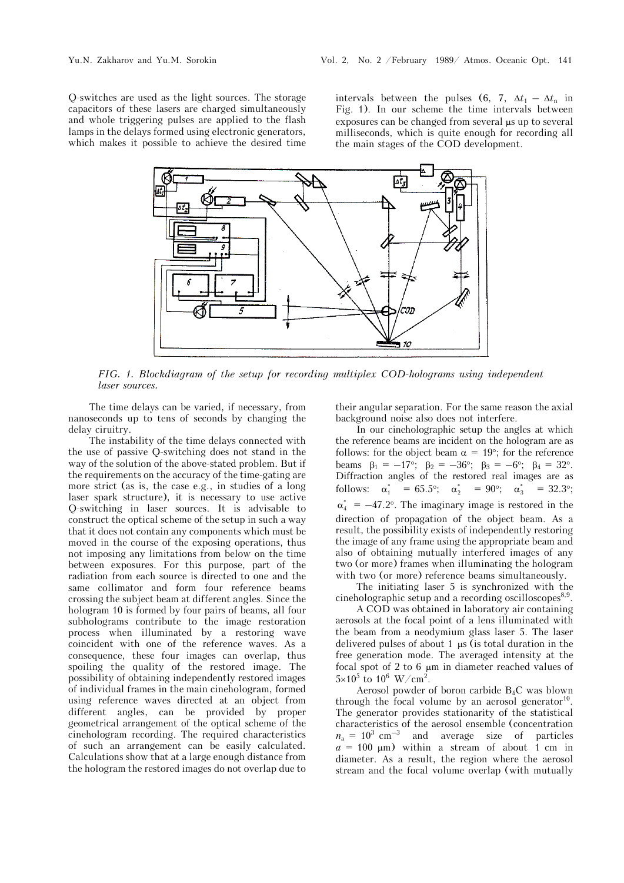Q-switches are used as the light sources. The storage capacitors of these lasers are charged simultaneously and whole triggering pulses are applied to the flash lamps in the delays formed using electronic generators, which makes it possible to achieve the desired time intervals between the pulses (6, 7, $\Delta t_1 - \Delta t_n$ in Fig. 1). In our scheme the time intervals between exposures can be changed from several μs up to several milliseconds, which is quite enough for recording all the main stages of the COD development.

*FIG. 1. Blockdiagram of the setup for recording multiplex COD-holograms using independent laser sources.*

The time delays can be varied, if necessary, from nanoseconds up to tens of seconds by changing the delay ciruitry.

The instability of the time delays connected with the use of passive Q-switching does not stand in the way of the solution of the above-stated problem. But if the requirements on the accuracy of the time-gating are more strict (as is, the case e.g., in studies of a long laser spark structure), it is necessary to use active Q-switching in laser sources. It is advisable to construct the optical scheme of the setup in such a way that it does not contain any components which must be moved in the course of the exposing operations, thus not imposing any limitations from below on the time between exposures. For this purpose, part of the radiation from each source is directed to one and the same collimator and form four reference beams crossing the subject beam at different angles. Since the hologram 10 is formed by four pairs of beams, all four subholograms contribute to the image restoration process when illuminated by a restoring wave coincident with one of the reference waves. As a consequence, these four images can overlap, thus spoiling the quality of the restored image. The possibility of obtaining independently restored images of individual frames in the main cinehologram, formed using reference waves directed at an object from different angles, can be provided by proper geometrical arrangement of the optical scheme of the cinehologram recording. The required characteristics of such an arrangement can be easily calculated. Calculations show that at a large enough distance from the hologram the restored images do not overlap due to their angular separation. For the same reason the axial background noise also does not interfere.

In our cineholographic setup the angles at which the reference beams are incident on the hologram are as follows: for the object beam $\alpha = 19°$; for the reference beams $\beta_1 = -17°$; $\beta_2 = -36°$; $\beta_3 = -6°$; $\beta_4 = 32°$. Diffraction angles of the restored real images are as follows: $\alpha_1^* = 65.5°$; $\alpha_2^* = 90°$; $\alpha_3^* = 32.3°$; $\alpha_4^* = -47.2°$. The imaginary image is restored in the direction of propagation of the object beam. As a result, the possibility exists of independently restoring the image of any frame using the appropriate beam and also of obtaining mutually interfered images of any two (or more) frames when illuminating the hologram with two (or more) reference beams simultaneously.

The initiating laser 5 is synchronized with the cineholographic setup and a recording oscilloscopes[8,9].

A COD was obtained in laboratory air containing aerosols at the focal point of a lens illuminated with the beam from a neodymium glass laser 5. The laser delivered pulses of about 1 μs (is total duration in the free generation mode. The averaged intensity at the focal spot of 2 to 6 μm in diameter reached values of $5 \times 10^5$ to $10^6$ W/cm$^2$.

Aerosol powder of boron carbide $B_4C$ was blown through the focal volume by an aerosol generator[10]. The generator provides stationarity of the statistical characteristics of the aerosol ensemble (concentration $n_a = 10^3$ cm$^{-3}$ and average size of particles $a = 100$ μm) within a stream of about 1 cm in diameter. As a result, the region where the aerosol stream and the focal volume overlap (with mutually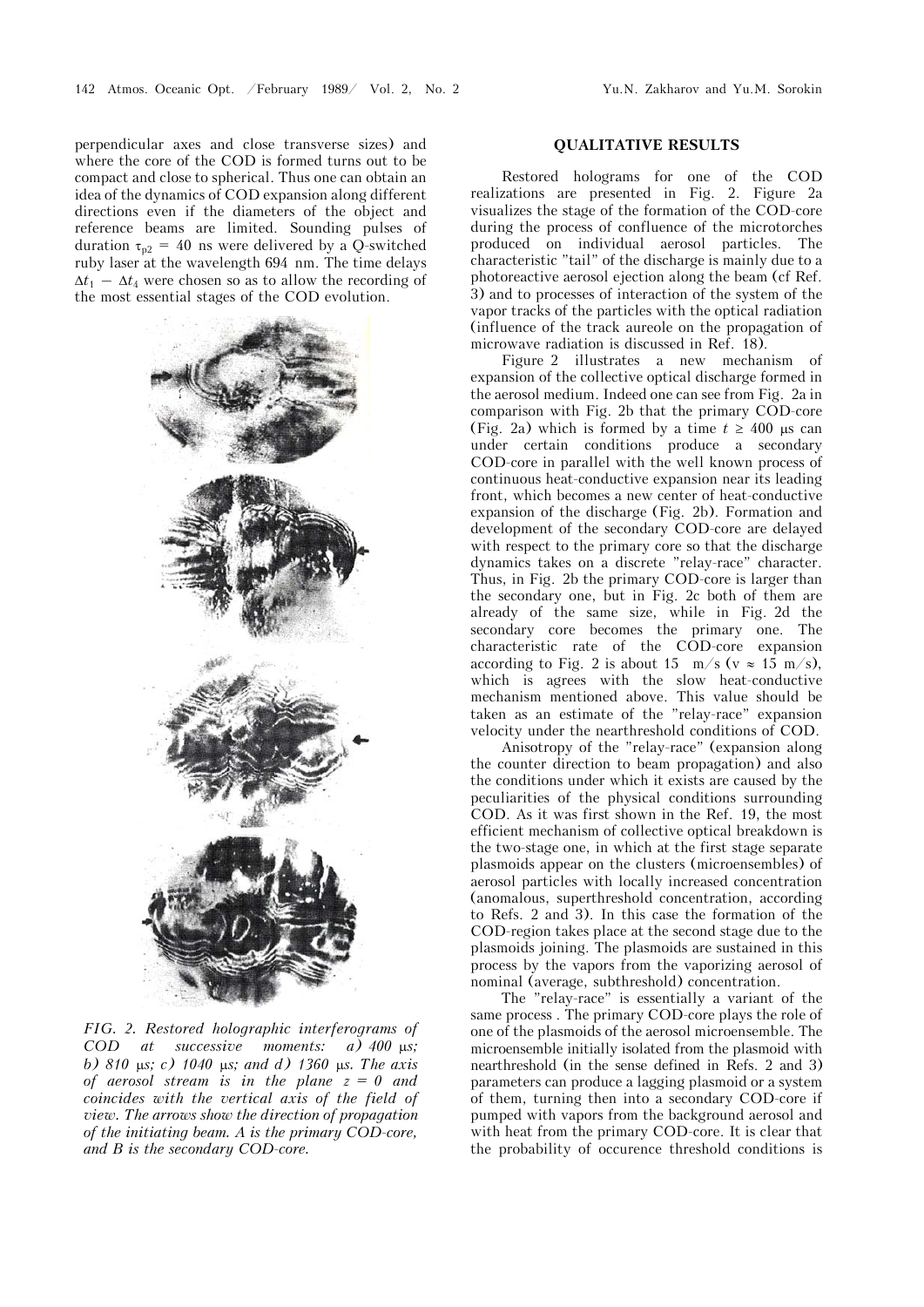perpendicular axes and close transverse sizes) and where the core of the COD is formed turns out to be compact and close to spherical. Thus one can obtain an idea of the dynamics of COD expansion along different directions even if the diameters of the object and reference beams are limited. Sounding pulses of duration $\tau_{p2}$ = 40 ns were delivered by a Q-switched ruby laser at the wavelength 694 nm. The time delays $\Delta t_1 - \Delta t_4$ were chosen so as to allow the recording of the most essential stages of the COD evolution.

*FIG. 2. Restored holographic interferograms of COD at successive moments: a) 400 μs; b) 810 μs; c) 1040 μs; and d) 1360 μs. The axis of aerosol stream is in the plane z = 0 and coincides with the vertical axis of the field of view. The arrows show the direction of propagation of the initiating beam. A is the primary COD-core, and B is the secondary COD-core.*

## QUALITATIVE RESULTS

Restored holograms for one of the COD realizations are presented in Fig. 2. Figure 2a visualizes the stage of the formation of the COD-core during the process of confluence of the microtorches produced on individual aerosol particles. The characteristic "tail" of the discharge is mainly due to a photoreactive aerosol ejection along the beam (cf Ref. 3) and to processes of interaction of the system of the vapor tracks of the particles with the optical radiation (influence of the track aureole on the propagation of microwave radiation is discussed in Ref. 18).

Figure 2 illustrates a new mechanism of expansion of the collective optical discharge formed in the aerosol medium. Indeed one can see from Fig. 2a in comparison with Fig. 2b that the primary COD-core (Fig. 2a) which is formed by a time $t \geq 400$ μs can under certain conditions produce a secondary COD-core in parallel with the well known process of continuous heat-conductive expansion near its leading front, which becomes a new center of heat-conductive expansion of the discharge (Fig. 2b). Formation and development of the secondary COD-core are delayed with respect to the primary core so that the discharge dynamics takes on a discrete "relay-race" character. Thus, in Fig. 2b the primary COD-core is larger than the secondary one, but in Fig. 2c both of them are already of the same size, while in Fig. 2d the secondary core becomes the primary one. The characteristic rate of the COD-core expansion according to Fig. 2 is about 15 m/s ($v \approx 15$ m/s), which is agrees with the slow heat-conductive mechanism mentioned above. This value should be taken as an estimate of the "relay-race" expansion velocity under the nearthreshold conditions of COD.

Anisotropy of the "relay-race" (expansion along the counter direction to beam propagation) and also the conditions under which it exists are caused by the peculiarities of the physical conditions surrounding COD. As it was first shown in the Ref. 19, the most efficient mechanism of collective optical breakdown is the two-stage one, in which at the first stage separate plasmoids appear on the clusters (microensembles) of aerosol particles with locally increased concentration (anomalous, superthreshold concentration, according to Refs. 2 and 3). In this case the formation of the COD-region takes place at the second stage due to the plasmoids joining. The plasmoids are sustained in this process by the vapors from the vaporizing aerosol of nominal (average, subthreshold) concentration.

The "relay-race" is essentially a variant of the same process . The primary COD-core plays the role of one of the plasmoids of the aerosol microensemble. The microensemble initially isolated from the plasmoid with nearthreshold (in the sense defined in Refs. 2 and 3) parameters can produce a lagging plasmoid or a system of them, turning then into a secondary COD-core if pumped with vapors from the background aerosol and with heat from the primary COD-core. It is clear that the probability of occurence threshold conditions is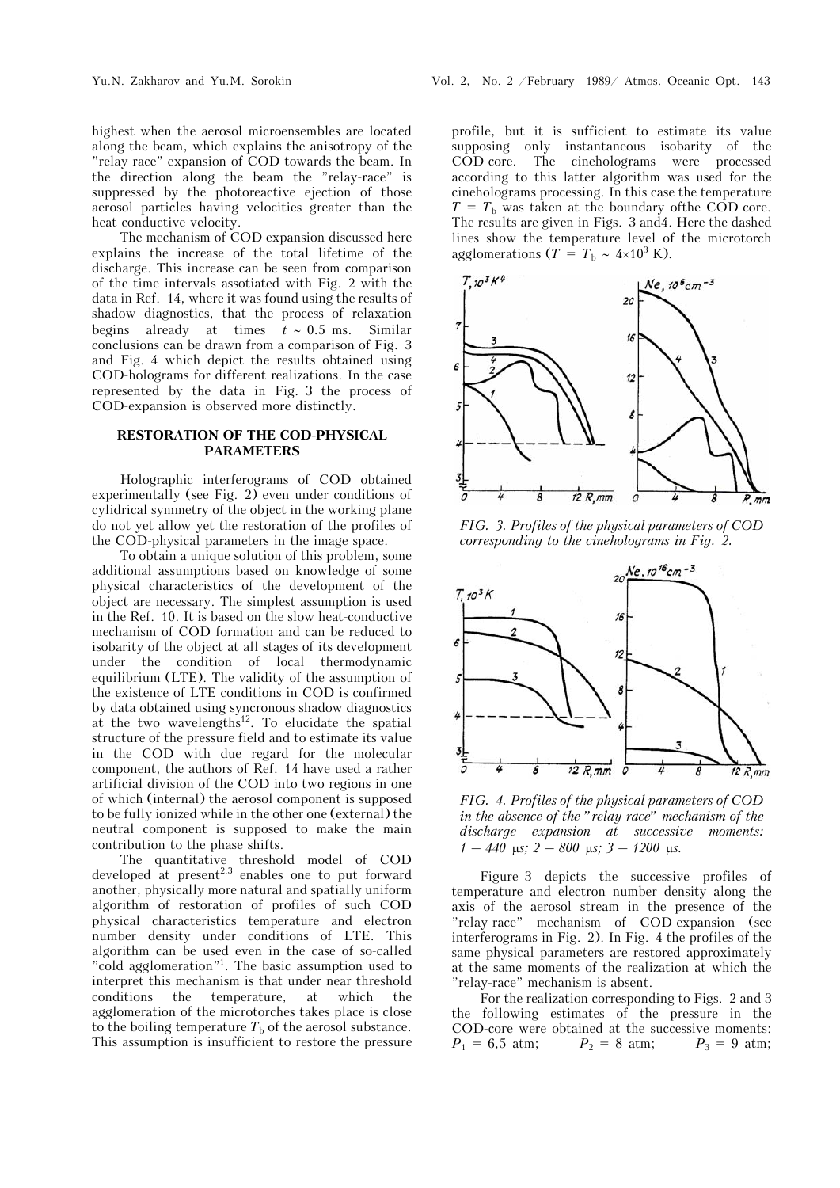highest when the aerosol microensembles are located along the beam, which explains the anisotropy of the "relay-race" expansion of COD towards the beam. In the direction along the beam the "relay-race" is suppressed by the photoreactive ejection of those aerosol particles having velocities greater than the heat-conductive velocity.

The mechanism of COD expansion discussed here explains the increase of the total lifetime of the discharge. This increase can be seen from comparison of the time intervals assotiated with Fig. 2 with the data in Ref. 14, where it was found using the results of shadow diagnostics, that the process of relaxation begins already at times $t \sim 0.5$ ms. Similar conclusions can be drawn from a comparison of Fig. 3 and Fig. 4 which depict the results obtained using COD-holograms for different realizations. In the case represented by the data in Fig. 3 the process of COD-expansion is observed more distinctly.

## RESTORATION OF THE COD-PHYSICAL PARAMETERS

Holographic interferograms of COD obtained experimentally (see Fig. 2) even under conditions of cylidrical symmetry of the object in the working plane do not yet allow yet the restoration of the profiles of the COD-physical parameters in the image space.

To obtain a unique solution of this problem, some additional assumptions based on knowledge of some physical characteristics of the development of the object are necessary. The simplest assumption is used in the Ref. 10. It is based on the slow heat-conductive mechanism of COD formation and can be reduced to isobarity of the object at all stages of its development under the condition of local thermodynamic equilibrium (LTE). The validity of the assumption of the existence of LTE conditions in COD is confirmed by data obtained using syncronous shadow diagnostics at the two wavelengths[12]. To elucidate the spatial structure of the pressure field and to estimate its value in the COD with due regard for the molecular component, the authors of Ref. 14 have used a rather artificial division of the COD into two regions in one of which (internal) the aerosol component is supposed to be fully ionized while in the other one (external) the neutral component is supposed to make the main contribution to the phase shifts.

The quantitative threshold model of COD developed at present[2,3] enables one to put forward another, physically more natural and spatially uniform algorithm of restoration of profiles of such COD physical characteristics temperature and electron number density under conditions of LTE. This algorithm can be used even in the case of so-called "cold agglomeration"[1]. The basic assumption used to interpret this mechanism is that under near threshold conditions the temperature, at which the agglomeration of the microtorches takes place is close to the boiling temperature $T_b$ of the aerosol substance. This assumption is insufficient to restore the pressure profile, but it is sufficient to estimate its value supposing only instantaneous isobarity of the COD-core. The cineholograms were processed according to this latter algorithm was used for the cineholograms processing. In this case the temperature $T = T_b$ was taken at the boundary ofthe COD-core. The results are given in Figs. 3 and4. Here the dashed lines show the temperature level of the microtorch agglomerations ($T = T_b \sim 4 \times 10^3$ K).

*FIG. 3. Profiles of the physical parameters of COD corresponding to the cineholograms in Fig. 2.*

*FIG. 4. Profiles of the physical parameters of COD in the absence of the "relay-race" mechanism of the discharge expansion at successive moments: 1 – 440 μs; 2 – 800 μs; 3 – 1200 μs.*

Figure 3 depicts the successive profiles of temperature and electron number density along the axis of the aerosol stream in the presence of the "relay-race" mechanism of COD-expansion (see interferograms in Fig. 2). In Fig. 4 the profiles of the same physical parameters are restored approximately at the same moments of the realization at which the "relay-race" mechanism is absent.

For the realization corresponding to Figs. 2 and 3 the following estimates of the pressure in the COD-core were obtained at the successive moments: $P_1$ = 6,5 atm; $P_2$ = 8 atm; $P_3$ = 9 atm;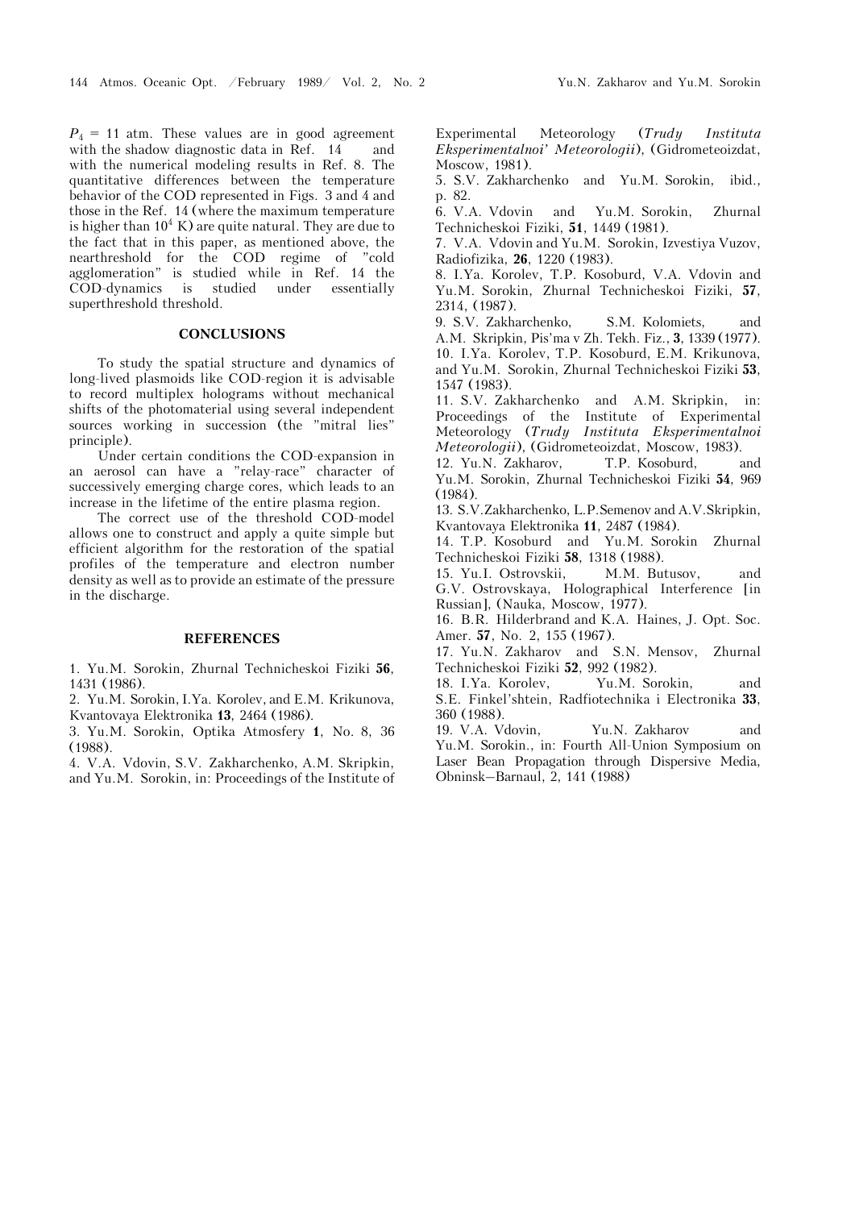$P_4$ = 11 atm. These values are in good agreement with the shadow diagnostic data in Ref. 14 and with the numerical modeling results in Ref. 8. The quantitative differences between the temperature behavior of the COD represented in Figs. 3 and 4 and those in the Ref. 14 (where the maximum temperature is higher than $10^4$ K) are quite natural. They are due to the fact that in this paper, as mentioned above, the nearthreshold for the COD regime of "cold agglomeration" is studied while in Ref. 14 the COD-dynamics is studied under essentially superthreshold threshold.

## CONCLUSIONS

To study the spatial structure and dynamics of long-lived plasmoids like COD-region it is advisable to record multiplex holograms without mechanical shifts of the photomaterial using several independent sources working in succession (the "mitral lies" principle).

Under certain conditions the COD-expansion in an aerosol can have a "relay-race" character of successively emerging charge cores, which leads to an increase in the lifetime of the entire plasma region.

The correct use of the threshold COD-model allows one to construct and apply a quite simple but efficient algorithm for the restoration of the spatial profiles of the temperature and electron number density as well as to provide an estimate of the pressure in the discharge.

## REFERENCES

1. Yu.M. Sorokin, Zhurnal Technicheskoi Fiziki **56**, 1431 (1986).
2. Yu.M. Sorokin, I.Ya. Korolev, and E.M. Krikunova, Kvantovaya Elektronika **13**, 2464 (1986).
3. Yu.M. Sorokin, Optika Atmosfery **1**, No. 8, 36 (1988).
4. V.A. Vdovin, S.V. Zakharchenko, A.M. Skripkin, and Yu.M. Sorokin, in: Proceedings of the Institute of Experimental Meteorology (*Trudy Instituta Eksperimentalnoi' Meteorologii*), (Gidrometeoizdat, Moscow, 1981).
5. S.V. Zakharchenko and Yu.M. Sorokin, ibid., p. 82.
6. V.A. Vdovin and Yu.M. Sorokin, Zhurnal Technicheskoi Fiziki, **51**, 1449 (1981).
7. V.A. Vdovin and Yu.M. Sorokin, Izvestiya Vuzov, Radiofizika, **26**, 1220 (1983).
8. I.Ya. Korolev, T.P. Kosoburd, V.A. Vdovin and Yu.M. Sorokin, Zhurnal Technicheskoi Fiziki, **57**, 2314, (1987).
9. S.V. Zakharchenko, S.M. Kolomiets, and A.M. Skripkin, Pis'ma v Zh. Tekh. Fiz., **3**, 1339 (1977).
10. I.Ya. Korolev, T.P. Kosoburd, E.M. Krikunova, and Yu.M. Sorokin, Zhurnal Technicheskoi Fiziki **53**, 1547 (1983).
11. S.V. Zakharchenko and A.M. Skripkin, in: Proceedings of the Institute of Experimental Meteorology (*Trudy Instituta Eksperimentalnoi Meteorologii*), (Gidrometeoizdat, Moscow, 1983).
12. Yu.N. Zakharov, T.P. Kosoburd, and Yu.M. Sorokin, Zhurnal Technicheskoi Fiziki **54**, 969 (1984).
13. S.V.Zakharchenko, L.P.Semenov and A.V.Skripkin, Kvantovaya Elektronika **11**, 2487 (1984).
14. T.P. Kosoburd and Yu.M. Sorokin Zhurnal Technicheskoi Fiziki **58**, 1318 (1988).
15. Yu.I. Ostrovskii, M.M. Butusov, and G.V. Ostrovskaya, Holographical Interference [in Russian], (Nauka, Moscow, 1977).
16. B.R. Hilderbrand and K.A. Haines, J. Opt. Soc. Amer. **57**, No. 2, 155 (1967).
17. Yu.N. Zakharov and S.N. Mensov, Zhurnal Technicheskoi Fiziki **52**, 992 (1982).
18. I.Ya. Korolev, Yu.M. Sorokin, and S.E. Finkel'shtein, Radfiotechnika i Electronika **33**, 360 (1988).
19. V.A. Vdovin, Yu.N. Zakharov and Yu.M. Sorokin., in: Fourth All-Union Symposium on Laser Bean Propagation through Dispersive Media, Obninsk–Barnaul, 2, 141 (1988)